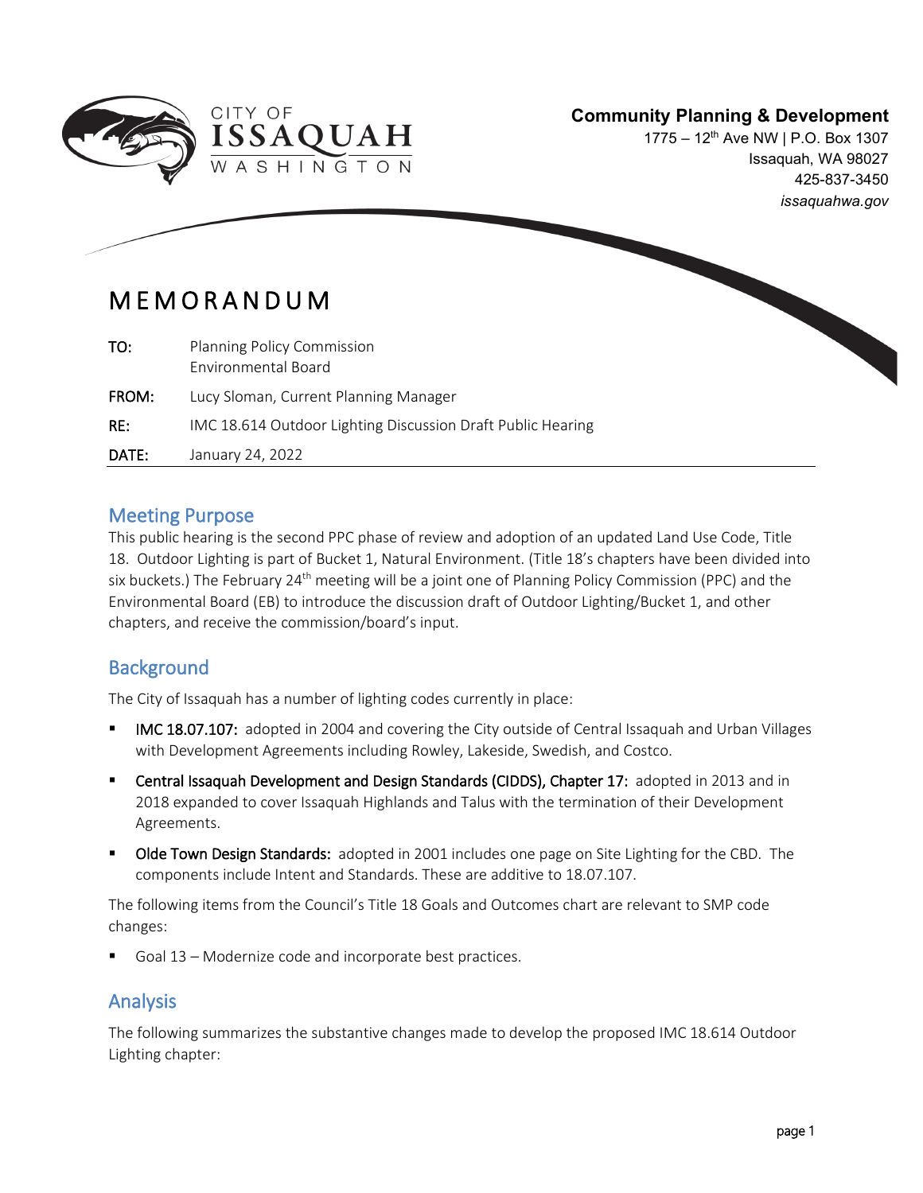CITY OF
**ISSAQUAH**
WASHINGTON

**Community Planning & Development**
1775 – 12th Ave NW | P.O. Box 1307
Issaquah, WA 98027
425-837-3450
*issaquahwa.gov*

# MEMORANDUM

| | |
|---|---|
| **TO:** | Planning Policy Commission<br>Environmental Board |
| **FROM:** | Lucy Sloman, Current Planning Manager |
| **RE:** | IMC 18.614 Outdoor Lighting Discussion Draft Public Hearing |
| **DATE:** | January 24, 2022 |

## Meeting Purpose

This public hearing is the second PPC phase of review and adoption of an updated Land Use Code, Title 18. Outdoor Lighting is part of Bucket 1, Natural Environment. (Title 18's chapters have been divided into six buckets.) The February 24th meeting will be a joint one of Planning Policy Commission (PPC) and the Environmental Board (EB) to introduce the discussion draft of Outdoor Lighting/Bucket 1, and other chapters, and receive the commission/board's input.

## Background

The City of Issaquah has a number of lighting codes currently in place:

- **IMC 18.07.107:** adopted in 2004 and covering the City outside of Central Issaquah and Urban Villages with Development Agreements including Rowley, Lakeside, Swedish, and Costco.
- **Central Issaquah Development and Design Standards (CIDDS), Chapter 17:** adopted in 2013 and in 2018 expanded to cover Issaquah Highlands and Talus with the termination of their Development Agreements.
- **Olde Town Design Standards:** adopted in 2001 includes one page on Site Lighting for the CBD. The components include Intent and Standards. These are additive to 18.07.107.

The following items from the Council's Title 18 Goals and Outcomes chart are relevant to SMP code changes:

- Goal 13 – Modernize code and incorporate best practices.

## Analysis

The following summarizes the substantive changes made to develop the proposed IMC 18.614 Outdoor Lighting chapter: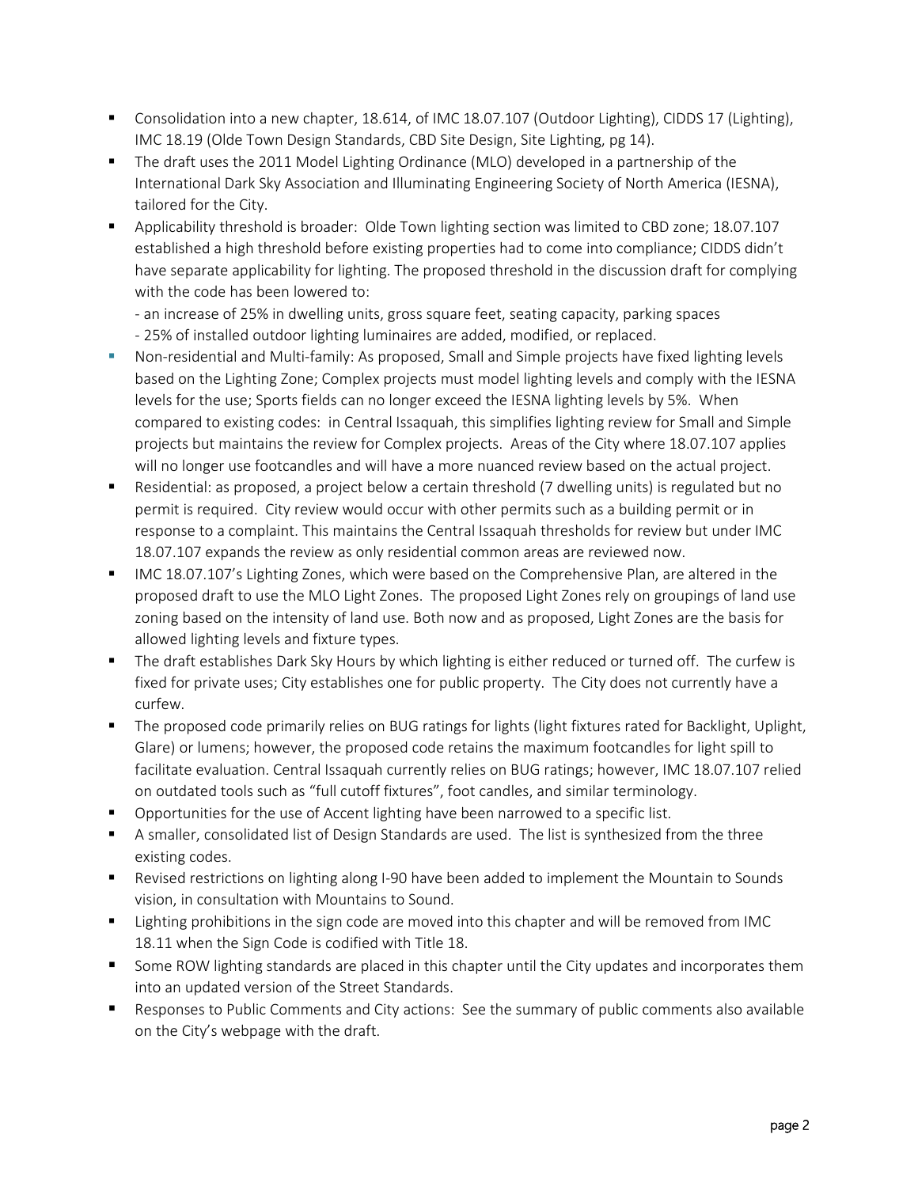- Consolidation into a new chapter, 18.614, of IMC 18.07.107 (Outdoor Lighting), CIDDS 17 (Lighting), IMC 18.19 (Olde Town Design Standards, CBD Site Design, Site Lighting, pg 14).
- The draft uses the 2011 Model Lighting Ordinance (MLO) developed in a partnership of the International Dark Sky Association and Illuminating Engineering Society of North America (IESNA), tailored for the City.
- Applicability threshold is broader: Olde Town lighting section was limited to CBD zone; 18.07.107 established a high threshold before existing properties had to come into compliance; CIDDS didn't have separate applicability for lighting. The proposed threshold in the discussion draft for complying with the code has been lowered to:
  - an increase of 25% in dwelling units, gross square feet, seating capacity, parking spaces
  - 25% of installed outdoor lighting luminaires are added, modified, or replaced.
- Non-residential and Multi-family: As proposed, Small and Simple projects have fixed lighting levels based on the Lighting Zone; Complex projects must model lighting levels and comply with the IESNA levels for the use; Sports fields can no longer exceed the IESNA lighting levels by 5%. When compared to existing codes: in Central Issaquah, this simplifies lighting review for Small and Simple projects but maintains the review for Complex projects. Areas of the City where 18.07.107 applies will no longer use footcandles and will have a more nuanced review based on the actual project.
- Residential: as proposed, a project below a certain threshold (7 dwelling units) is regulated but no permit is required. City review would occur with other permits such as a building permit or in response to a complaint. This maintains the Central Issaquah thresholds for review but under IMC 18.07.107 expands the review as only residential common areas are reviewed now.
- IMC 18.07.107's Lighting Zones, which were based on the Comprehensive Plan, are altered in the proposed draft to use the MLO Light Zones. The proposed Light Zones rely on groupings of land use zoning based on the intensity of land use. Both now and as proposed, Light Zones are the basis for allowed lighting levels and fixture types.
- The draft establishes Dark Sky Hours by which lighting is either reduced or turned off. The curfew is fixed for private uses; City establishes one for public property. The City does not currently have a curfew.
- The proposed code primarily relies on BUG ratings for lights (light fixtures rated for Backlight, Uplight, Glare) or lumens; however, the proposed code retains the maximum footcandles for light spill to facilitate evaluation. Central Issaquah currently relies on BUG ratings; however, IMC 18.07.107 relied on outdated tools such as "full cutoff fixtures", foot candles, and similar terminology.
- Opportunities for the use of Accent lighting have been narrowed to a specific list.
- A smaller, consolidated list of Design Standards are used. The list is synthesized from the three existing codes.
- Revised restrictions on lighting along I-90 have been added to implement the Mountain to Sounds vision, in consultation with Mountains to Sound.
- Lighting prohibitions in the sign code are moved into this chapter and will be removed from IMC 18.11 when the Sign Code is codified with Title 18.
- Some ROW lighting standards are placed in this chapter until the City updates and incorporates them into an updated version of the Street Standards.
- Responses to Public Comments and City actions: See the summary of public comments also available on the City's webpage with the draft.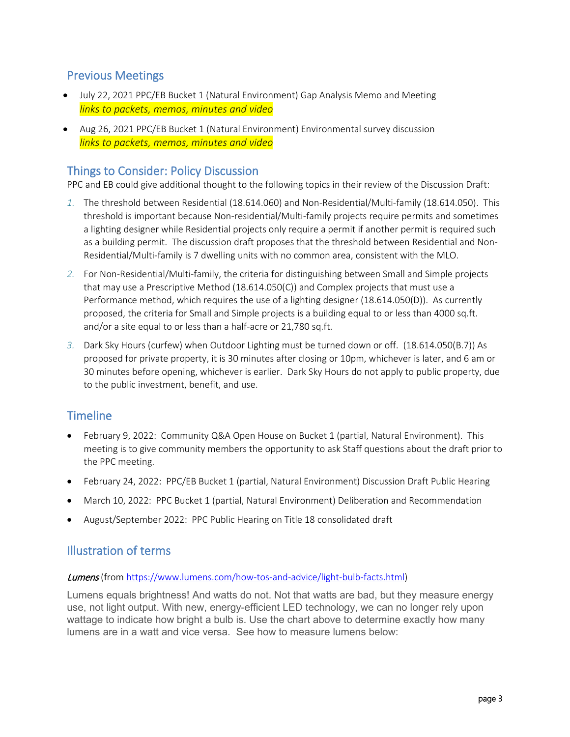## Previous Meetings

- July 22, 2021 PPC/EB Bucket 1 (Natural Environment) Gap Analysis Memo and Meeting
  *links to packets, memos, minutes and video*
- Aug 26, 2021 PPC/EB Bucket 1 (Natural Environment) Environmental survey discussion
  *links to packets, memos, minutes and video*

## Things to Consider: Policy Discussion

PPC and EB could give additional thought to the following topics in their review of the Discussion Draft:

1. The threshold between Residential (18.614.060) and Non-Residential/Multi-family (18.614.050). This threshold is important because Non-residential/Multi-family projects require permits and sometimes a lighting designer while Residential projects only require a permit if another permit is required such as a building permit. The discussion draft proposes that the threshold between Residential and Non-Residential/Multi-family is 7 dwelling units with no common area, consistent with the MLO.
2. For Non-Residential/Multi-family, the criteria for distinguishing between Small and Simple projects that may use a Prescriptive Method (18.614.050(C)) and Complex projects that must use a Performance method, which requires the use of a lighting designer (18.614.050(D)). As currently proposed, the criteria for Small and Simple projects is a building equal to or less than 4000 sq.ft. and/or a site equal to or less than a half-acre or 21,780 sq.ft.
3. Dark Sky Hours (curfew) when Outdoor Lighting must be turned down or off. (18.614.050(B.7)) As proposed for private property, it is 30 minutes after closing or 10pm, whichever is later, and 6 am or 30 minutes before opening, whichever is earlier. Dark Sky Hours do not apply to public property, due to the public investment, benefit, and use.

## Timeline

- February 9, 2022: Community Q&A Open House on Bucket 1 (partial, Natural Environment). This meeting is to give community members the opportunity to ask Staff questions about the draft prior to the PPC meeting.
- February 24, 2022: PPC/EB Bucket 1 (partial, Natural Environment) Discussion Draft Public Hearing
- March 10, 2022: PPC Bucket 1 (partial, Natural Environment) Deliberation and Recommendation
- August/September 2022: PPC Public Hearing on Title 18 consolidated draft

## Illustration of terms

***Lumens*** (from https://www.lumens.com/how-tos-and-advice/light-bulb-facts.html)

Lumens equals brightness! And watts do not. Not that watts are bad, but they measure energy use, not light output. With new, energy-efficient LED technology, we can no longer rely upon wattage to indicate how bright a bulb is. Use the chart above to determine exactly how many lumens are in a watt and vice versa. See how to measure lumens below: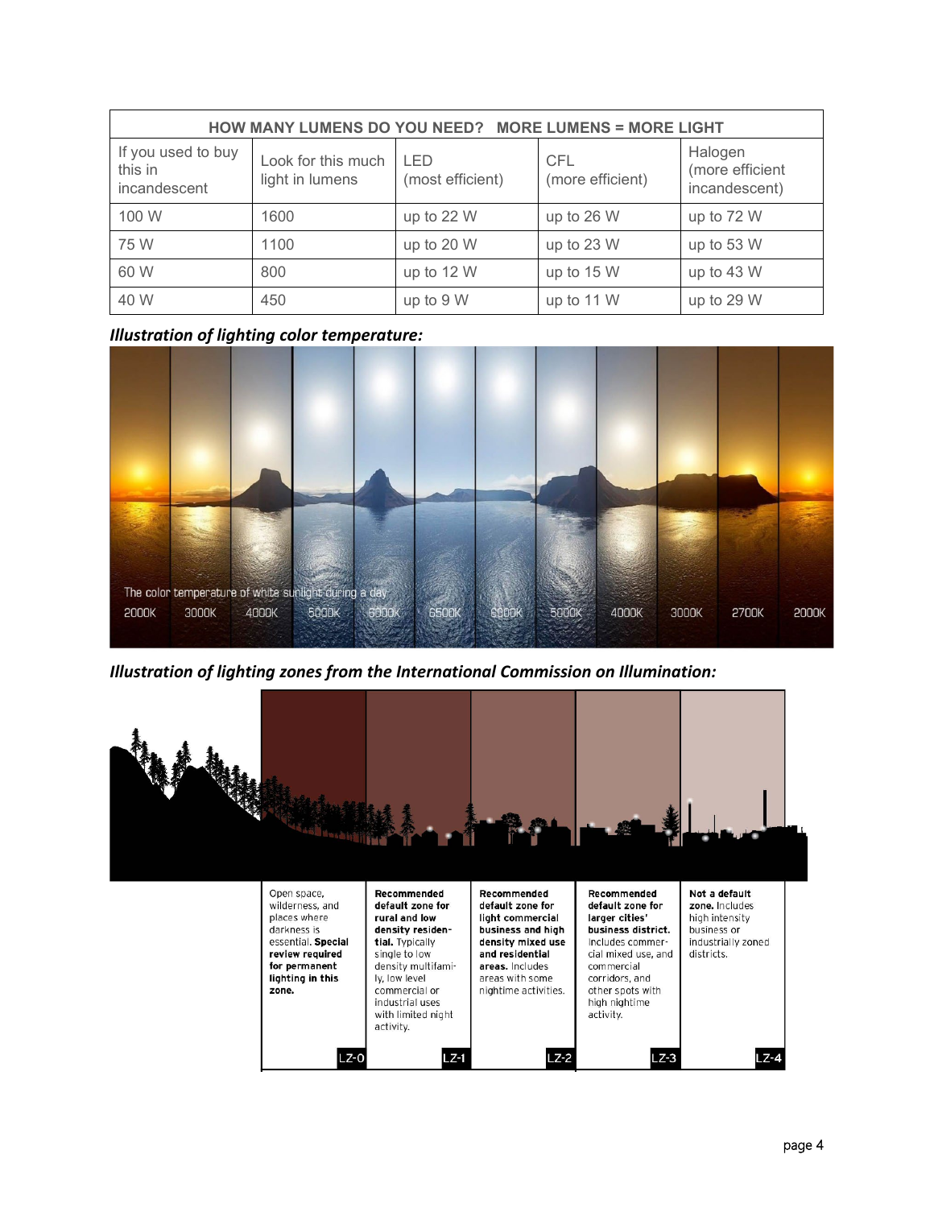| HOW MANY LUMENS DO YOU NEED? MORE LUMENS = MORE LIGHT | | | | |
|---|---|---|---|---|
| If you used to buy this in incandescent | Look for this much light in lumens | LED (most efficient) | CFL (more efficient) | Halogen (more efficient incandescent) |
| 100 W | 1600 | up to 22 W | up to 26 W | up to 72 W |
| 75 W | 1100 | up to 20 W | up to 23 W | up to 53 W |
| 60 W | 800 | up to 12 W | up to 15 W | up to 43 W |
| 40 W | 450 | up to 9 W | up to 11 W | up to 29 W |

***Illustration of lighting color temperature:***

The color temperature of white sunlight during a day

2000K 3000K 4000K 5000K 6000K 6500K 6000K 5000K 4000K 3000K 2700K 2000K

***Illustration of lighting zones from the International Commission on Illumination:***

LZ-0: Open space, wilderness, and places where darkness is essential. **Special review required for permanent lighting in this zone.**

LZ-1: **Recommended default zone for rural and low density residential.** Typically single to low density multifamily, low level commercial or industrial uses with limited night activity.

LZ-2: **Recommended default zone for light commercial business and high density mixed use and residential areas.** Includes areas with some nighttime activities.

LZ-3: **Recommended default zone for larger cities' business district.** Includes commercial mixed use, and commercial corridors, and other spots with high nighttime activity.

LZ-4: **Not a default zone.** Includes high intensity business or industrially zoned districts.